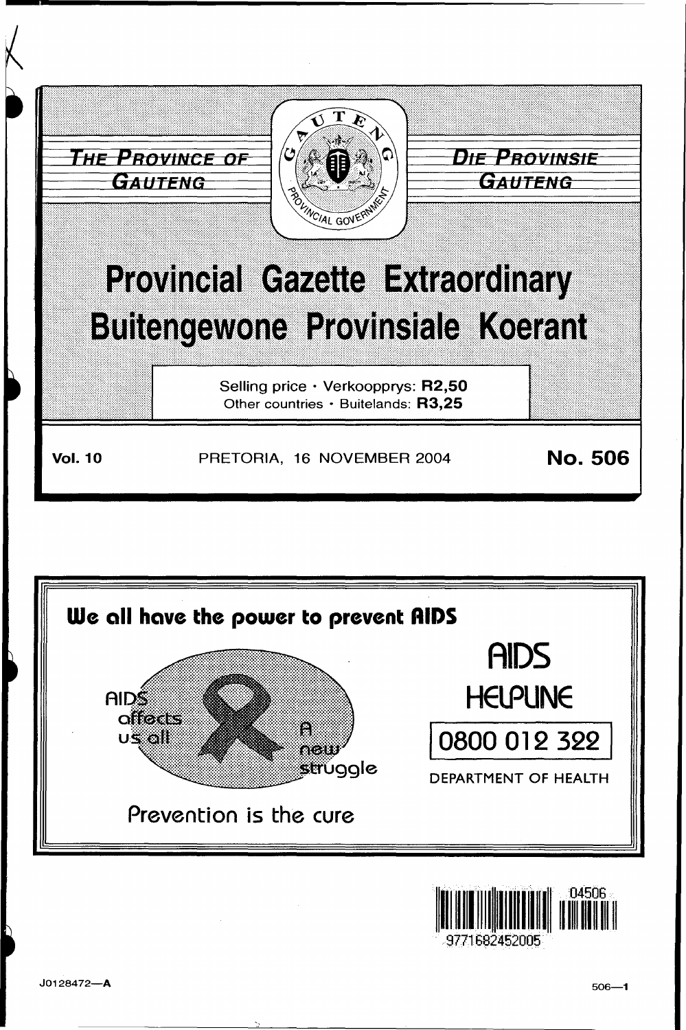# THE PROVINCE OF GAUTENG

# DIE PROVINSIE GAUTENG

# Provincial Gazette Extraordinary

# Buitengewone Provinsiale Koerant

Selling price · Verkoopprys: **R2,50**
Other countries · Buitelands: **R3,25**

**Vol. 10** PRETORIA, 16 NOVEMBER 2004 **No. 506**

**We all have the power to prevent AIDS**

AIDS affects us all

A new struggle

Prevention is the cure

AIDS HELPLINE

0800 012 322

DEPARTMENT OF HEALTH

9771682452005 04506

J0128472—A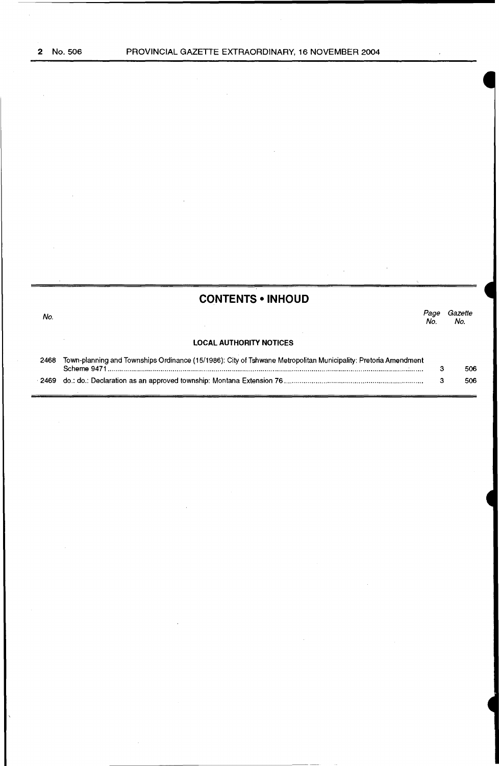## CONTENTS • INHOUD

| No. | | Page No. | Gazette No. |
|---|---|---|---|
| | **LOCAL AUTHORITY NOTICES** | | |
| 2468 | Town-planning and Townships Ordinance (15/1986): City of Tshwane Metropolitan Municipality: Pretoria Amendment Scheme 9471 | 3 | 506 |
| 2469 | do.: do.: Declaration as an approved township: Montana Extension 76 | 3 | 506 |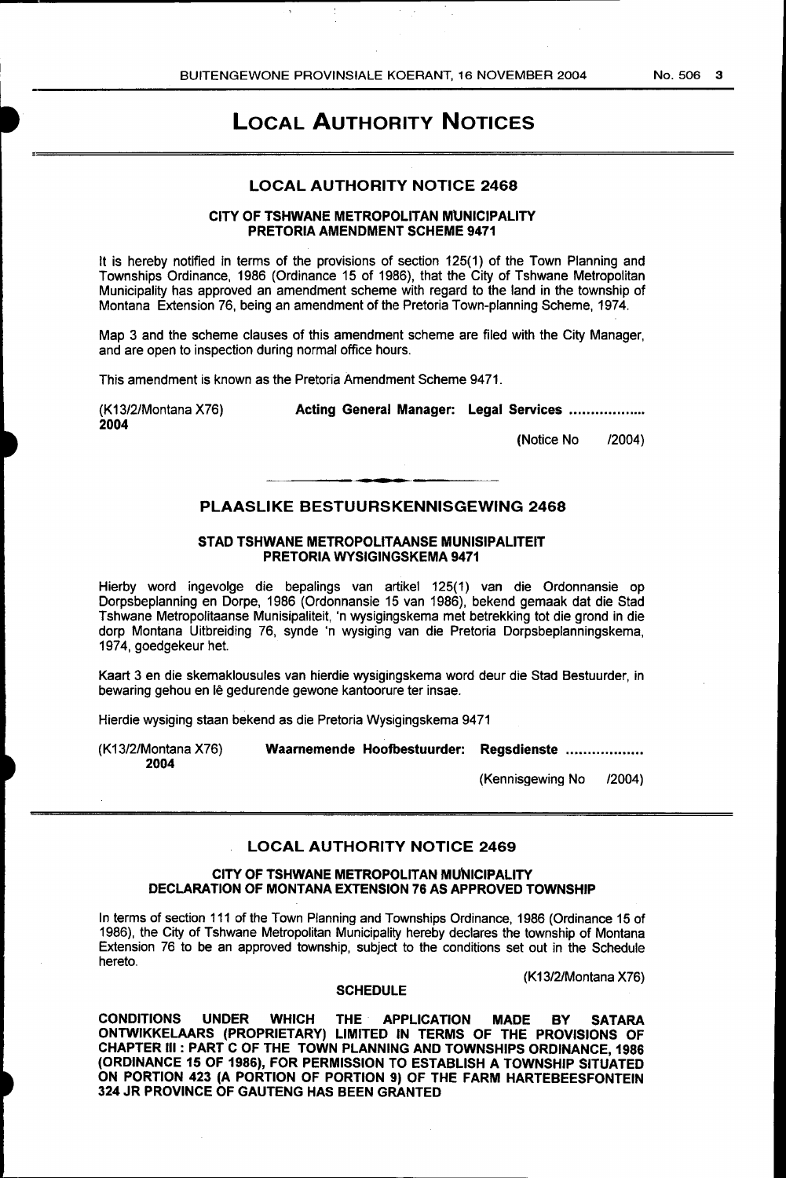# LOCAL AUTHORITY NOTICES

## LOCAL AUTHORITY NOTICE 2468

### CITY OF TSHWANE METROPOLITAN MUNICIPALITY
### PRETORIA AMENDMENT SCHEME 9471

It is hereby notified in terms of the provisions of section 125(1) of the Town Planning and Townships Ordinance, 1986 (Ordinance 15 of 1986), that the City of Tshwane Metropolitan Municipality has approved an amendment scheme with regard to the land in the township of Montana Extension 76, being an amendment of the Pretoria Town-planning Scheme, 1974.

Map 3 and the scheme clauses of this amendment scheme are filed with the City Manager, and are open to inspection during normal office hours.

This amendment is known as the Pretoria Amendment Scheme 9471.

(K13/2/Montana X76) **Acting General Manager: Legal Services ..................**
**2004**

(Notice No /2004)

## PLAASLIKE BESTUURSKENNISGEWING 2468

### STAD TSHWANE METROPOLITAANSE MUNISIPALITEIT
### PRETORIA WYSIGINGSKEMA 9471

Hierby word ingevolge die bepalings van artikel 125(1) van die Ordonnansie op Dorpsbeplanning en Dorpe, 1986 (Ordonnansie 15 van 1986), bekend gemaak dat die Stad Tshwane Metropolitaanse Munisipaliteit, 'n wysigingskema met betrekking tot die grond in die dorp Montana Uitbreiding 76, synde 'n wysiging van die Pretoria Dorpsbeplanningskema, 1974, goedgekeur het.

Kaart 3 en die skemaklousules van hierdie wysigingskema word deur die Stad Bestuurder, in bewaring gehou en lê gedurende gewone kantoorure ter insae.

Hierdie wysiging staan bekend as die Pretoria Wysigingskema 9471

(K13/2/Montana X76) **Waarnemende Hoofbestuurder: Regsdienste ..................**
**2004**

(Kennisgewing No /2004)

## LOCAL AUTHORITY NOTICE 2469

### CITY OF TSHWANE METROPOLITAN MUNICIPALITY
### DECLARATION OF MONTANA EXTENSION 76 AS APPROVED TOWNSHIP

In terms of section 111 of the Town Planning and Townships Ordinance, 1986 (Ordinance 15 of 1986), the City of Tshwane Metropolitan Municipality hereby declares the township of Montana Extension 76 to be an approved township, subject to the conditions set out in the Schedule hereto.

(K13/2/Montana X76)

**SCHEDULE**

**CONDITIONS UNDER WHICH THE APPLICATION MADE BY SATARA ONTWIKKELAARS (PROPRIETARY) LIMITED IN TERMS OF THE PROVISIONS OF CHAPTER III : PART C OF THE TOWN PLANNING AND TOWNSHIPS ORDINANCE, 1986 (ORDINANCE 15 OF 1986), FOR PERMISSION TO ESTABLISH A TOWNSHIP SITUATED ON PORTION 423 (A PORTION OF PORTION 9) OF THE FARM HARTEBEESFONTEIN 324 JR PROVINCE OF GAUTENG HAS BEEN GRANTED**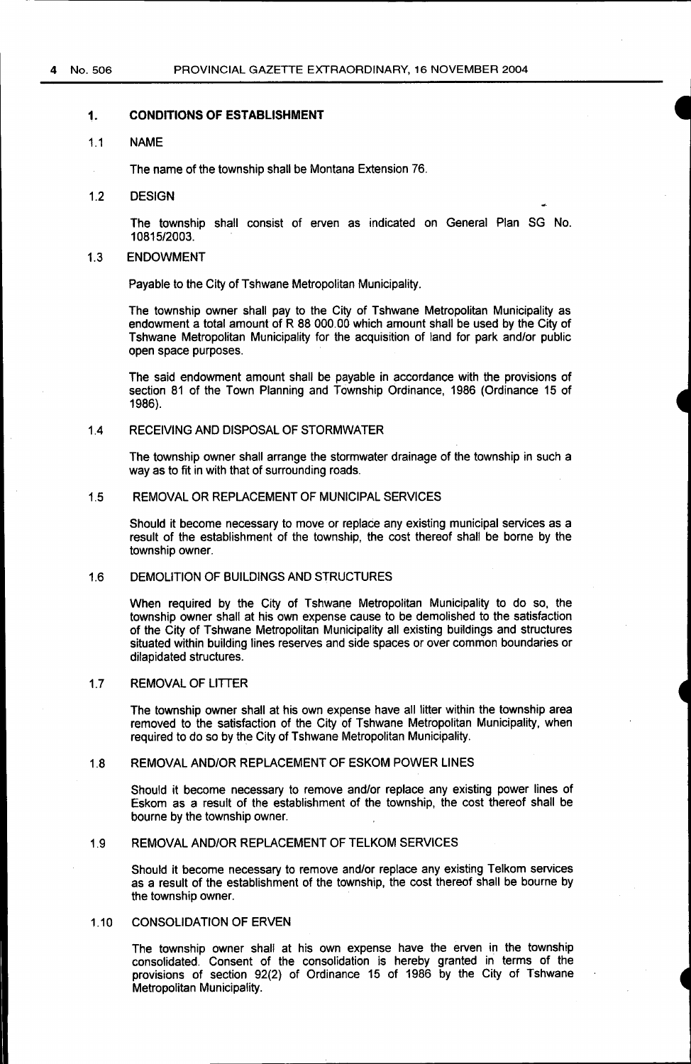## 1. CONDITIONS OF ESTABLISHMENT

### 1.1 NAME

The name of the township shall be Montana Extension 76.

### 1.2 DESIGN

The township shall consist of erven as indicated on General Plan SG No. 10815/2003.

### 1.3 ENDOWMENT

Payable to the City of Tshwane Metropolitan Municipality.

The township owner shall pay to the City of Tshwane Metropolitan Municipality as endowment a total amount of R 88 000.00 which amount shall be used by the City of Tshwane Metropolitan Municipality for the acquisition of land for park and/or public open space purposes.

The said endowment amount shall be payable in accordance with the provisions of section 81 of the Town Planning and Township Ordinance, 1986 (Ordinance 15 of 1986).

### 1.4 RECEIVING AND DISPOSAL OF STORMWATER

The township owner shall arrange the stormwater drainage of the township in such a way as to fit in with that of surrounding roads.

### 1.5 REMOVAL OR REPLACEMENT OF MUNICIPAL SERVICES

Should it become necessary to move or replace any existing municipal services as a result of the establishment of the township, the cost thereof shall be borne by the township owner.

### 1.6 DEMOLITION OF BUILDINGS AND STRUCTURES

When required by the City of Tshwane Metropolitan Municipality to do so, the township owner shall at his own expense cause to be demolished to the satisfaction of the City of Tshwane Metropolitan Municipality all existing buildings and structures situated within building lines reserves and side spaces or over common boundaries or dilapidated structures.

### 1.7 REMOVAL OF LITTER

The township owner shall at his own expense have all litter within the township area removed to the satisfaction of the City of Tshwane Metropolitan Municipality, when required to do so by the City of Tshwane Metropolitan Municipality.

### 1.8 REMOVAL AND/OR REPLACEMENT OF ESKOM POWER LINES

Should it become necessary to remove and/or replace any existing power lines of Eskom as a result of the establishment of the township, the cost thereof shall be bourne by the township owner.

### 1.9 REMOVAL AND/OR REPLACEMENT OF TELKOM SERVICES

Should it become necessary to remove and/or replace any existing Telkom services as a result of the establishment of the township, the cost thereof shall be bourne by the township owner.

### 1.10 CONSOLIDATION OF ERVEN

The township owner shall at his own expense have the erven in the township consolidated. Consent of the consolidation is hereby granted in terms of the provisions of section 92(2) of Ordinance 15 of 1986 by the City of Tshwane Metropolitan Municipality.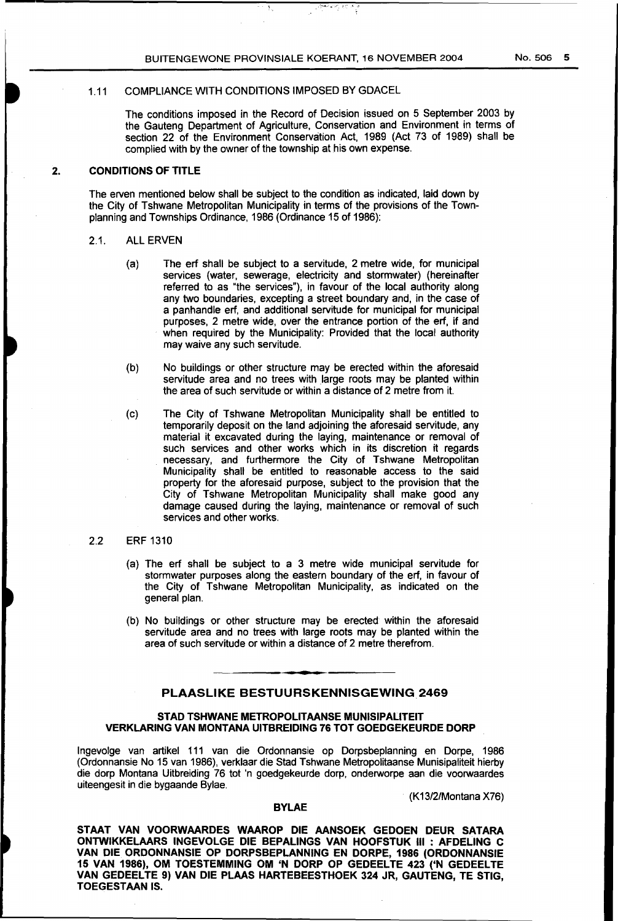1.11 COMPLIANCE WITH CONDITIONS IMPOSED BY GDACEL

The conditions imposed in the Record of Decision issued on 5 September 2003 by the Gauteng Department of Agriculture, Conservation and Environment in terms of section 22 of the Environment Conservation Act, 1989 (Act 73 of 1989) shall be complied with by the owner of the township at his own expense.

**2. CONDITIONS OF TITLE**

The erven mentioned below shall be subject to the condition as indicated, laid down by the City of Tshwane Metropolitan Municipality in terms of the provisions of the Town-planning and Townships Ordinance, 1986 (Ordinance 15 of 1986):

2.1. ALL ERVEN

(a) The erf shall be subject to a servitude, 2 metre wide, for municipal services (water, sewerage, electricity and stormwater) (hereinafter referred to as "the services"), in favour of the local authority along any two boundaries, excepting a street boundary and, in the case of a panhandle erf, and additional servitude for municipal for municipal purposes, 2 metre wide, over the entrance portion of the erf, if and when required by the Municipality: Provided that the local authority may waive any such servitude.

(b) No buildings or other structure may be erected within the aforesaid servitude area and no trees with large roots may be planted within the area of such servitude or within a distance of 2 metre from it.

(c) The City of Tshwane Metropolitan Municipality shall be entitled to temporarily deposit on the land adjoining the aforesaid servitude, any material it excavated during the laying, maintenance or removal of such services and other works which in its discretion it regards necessary, and furthermore the City of Tshwane Metropolitan Municipality shall be entitled to reasonable access to the said property for the aforesaid purpose, subject to the provision that the City of Tshwane Metropolitan Municipality shall make good any damage caused during the laying, maintenance or removal of such services and other works.

2.2 ERF 1310

(a) The erf shall be subject to a 3 metre wide municipal servitude for stormwater purposes along the eastern boundary of the erf, in favour of the City of Tshwane Metropolitan Municipality, as indicated on the general plan.

(b) No buildings or other structure may be erected within the aforesaid servitude area and no trees with large roots may be planted within the area of such servitude or within a distance of 2 metre therefrom.

## PLAASLIKE BESTUURSKENNISGEWING 2469

**STAD TSHWANE METROPOLITAANSE MUNISIPALITEIT**
**VERKLARING VAN MONTANA UITBREIDING 76 TOT GOEDGEKEURDE DORP**

Ingevolge van artikel 111 van die Ordonnansie op Dorpsbeplanning en Dorpe, 1986 (Ordonnansie No 15 van 1986), verklaar die Stad Tshwane Metropolitaanse Munisipaliteit hierby die dorp Montana Uitbreiding 76 tot 'n goedgekeurde dorp, onderworpe aan die voorwaardes uiteengesit in die bygaande Bylae.

(K13/2/Montana X76)

**BYLAE**

**STAAT VAN VOORWAARDES WAAROP DIE AANSOEK GEDOEN DEUR SATARA ONTWIKKELAARS INGEVOLGE DIE BEPALINGS VAN HOOFSTUK III : AFDELING C VAN DIE ORDONNANSIE OP DORPSBEPLANNING EN DORPE, 1986 (ORDONNANSIE 15 VAN 1986), OM TOESTEMMING OM 'N DORP OP GEDEELTE 423 ('N GEDEELTE VAN GEDEELTE 9) VAN DIE PLAAS HARTEBEESTHOEK 324 JR, GAUTENG, TE STIG, TOEGESTAAN IS.**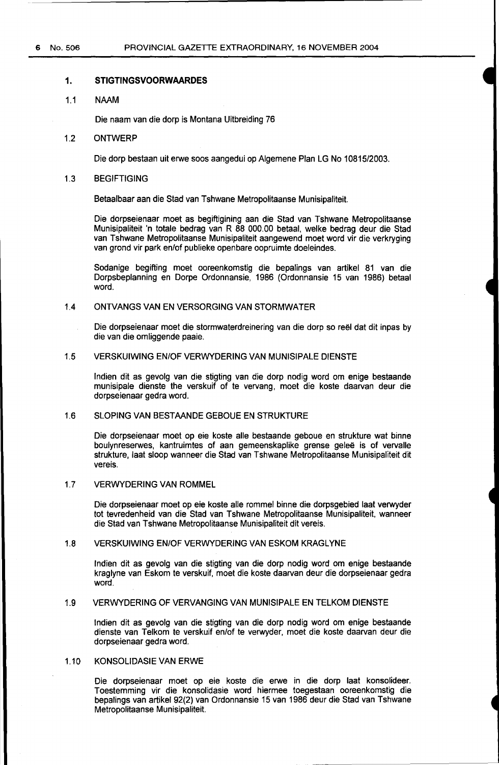## 1. STIGTINGSVOORWAARDES

### 1.1 NAAM

Die naam van die dorp is Montana Uitbreiding 76

### 1.2 ONTWERP

Die dorp bestaan uit erwe soos aangedui op Algemene Plan LG No 10815/2003.

### 1.3 BEGIFTIGING

Betaalbaar aan die Stad van Tshwane Metropolitaanse Munisipaliteit.

Die dorpseienaar moet as begiftigining aan die Stad van Tshwane Metropolitaanse Munisipaliteit 'n totale bedrag van R 88 000.00 betaal, welke bedrag deur die Stad van Tshwane Metropolitaanse Munisipaliteit aangewend moet word vir die verkryging van grond vir park en/of publieke openbare oopruimte doeleindes.

Sodanige begifting moet ooreenkomstig die bepalings van artikel 81 van die Dorpsbeplanning en Dorpe Ordonnansie, 1986 (Ordonnansie 15 van 1986) betaal word.

### 1.4 ONTVANGS VAN EN VERSORGING VAN STORMWATER

Die dorpseienaar moet die stormwaterdreinering van die dorp so reël dat dit inpas by die van die omliggende paaie.

### 1.5 VERSKUIWING EN/OF VERWYDERING VAN MUNISIPALE DIENSTE

Indien dit as gevolg van die stigting van die dorp nodig word om enige bestaande munisipale dienste the verskuif of te vervang, moet die koste daarvan deur die dorpseienaar gedra word.

### 1.6 SLOPING VAN BESTAANDE GEBOUE EN STRUKTURE

Die dorpseienaar moet op eie koste alle bestaande geboue en strukture wat binne boulynreserwes, kantruimtes of aan gemeenskaplike grense geleë is of vervalle strukture, laat sloop wanneer die Stad van Tshwane Metropolitaanse Munisipaliteit dit vereis.

### 1.7 VERWYDERING VAN ROMMEL

Die dorpseienaar moet op eie koste alle rommel binne die dorpsgebied laat verwyder tot tevredenheid van die Stad van Tshwane Metropolitaanse Munisipaliteit, wanneer die Stad van Tshwane Metropolitaanse Munisipaliteit dit vereis.

### 1.8 VERSKUIWING EN/OF VERWYDERING VAN ESKOM KRAGLYNE

Indien dit as gevolg van die stigting van die dorp nodig word om enige bestaande kraglyne van Eskom te verskuif, moet die koste daarvan deur die dorpseienaar gedra word.

### 1.9 VERWYDERING OF VERVANGING VAN MUNISIPALE EN TELKOM DIENSTE

Indien dit as gevolg van die stigting van die dorp nodig word om enige bestaande dienste van Telkom te verskuif en/of te verwyder, moet die koste daarvan deur die dorpseienaar gedra word.

### 1.10 KONSOLIDASIE VAN ERWE

Die dorpseienaar moet op eie koste die erwe in die dorp laat konsolideer. Toestemming vir die konsolidasie word hiermee toegestaan ooreenkomstig die bepalings van artikel 92(2) van Ordonnansie 15 van 1986 deur die Stad van Tshwane Metropolitaanse Munisipaliteit.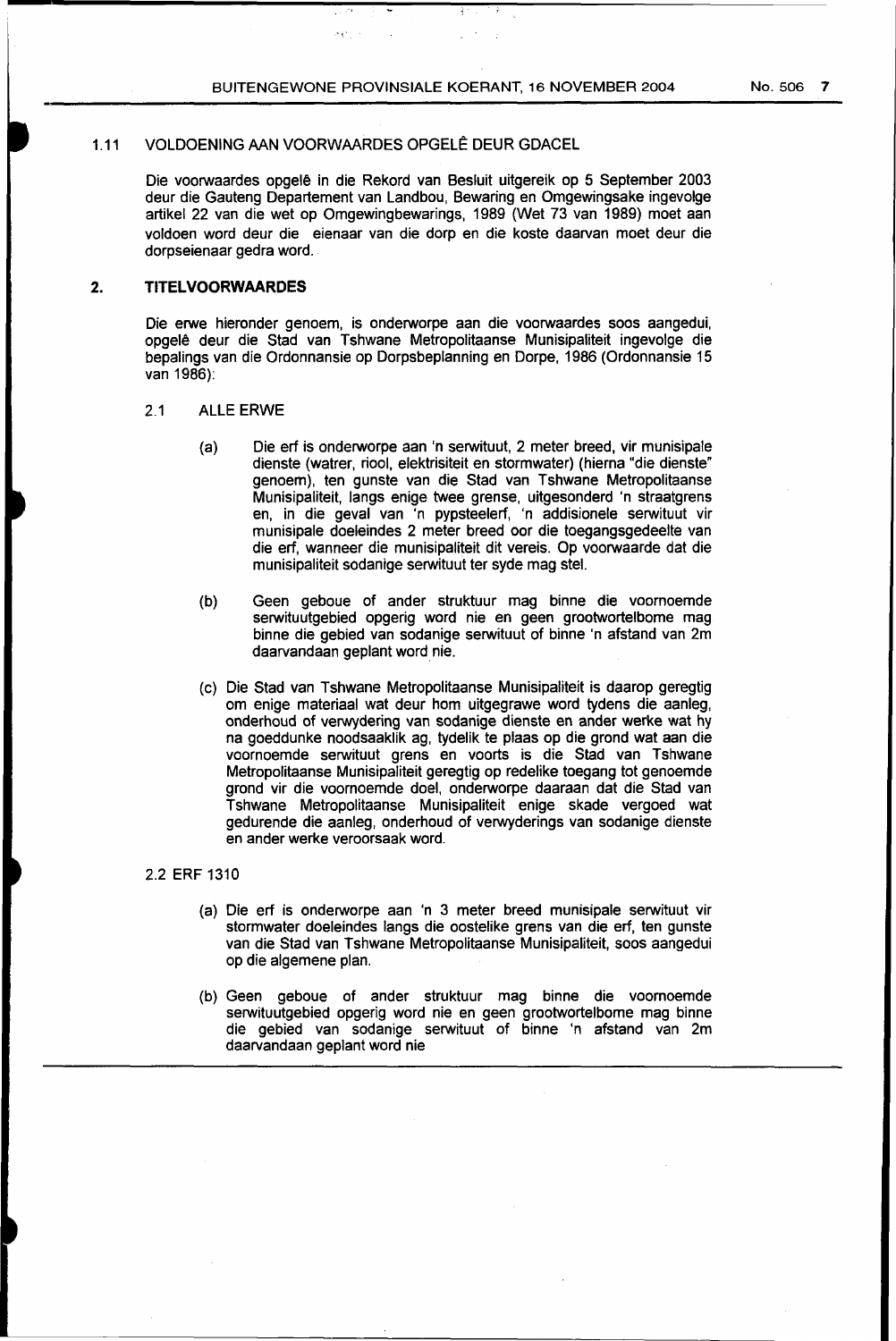### 1.11 VOLDOENING AAN VOORWAARDES OPGELÊ DEUR GDACEL

Die voorwaardes opgelê in die Rekord van Besluit uitgereik op 5 September 2003 deur die Gauteng Departement van Landbou, Bewaring en Omgewingsake ingevolge artikel 22 van die wet op Omgewingbewarings, 1989 (Wet 73 van 1989) moet aan voldoen word deur die eienaar van die dorp en die koste daarvan moet deur die dorpseienaar gedra word.

## 2. TITELVOORWAARDES

Die erwe hieronder genoem, is onderworpe aan die voorwaardes soos aangedui, opgelê deur die Stad van Tshwane Metropolitaanse Munisipaliteit ingevolge die bepalings van die Ordonnansie op Dorpsbeplanning en Dorpe, 1986 (Ordonnansie 15 van 1986):

### 2.1 ALLE ERWE

(a) Die erf is onderworpe aan 'n serwituut, 2 meter breed, vir munisipale dienste (watrer, riool, elektrisiteit en stormwater) (hierna "die dienste" genoem), ten gunste van die Stad van Tshwane Metropolitaanse Munisipaliteit, langs enige twee grense, uitgesonderd 'n straatgrens en, in die geval van 'n pypsteelerf, 'n addisionele serwituut vir munisipale doeleindes 2 meter breed oor die toegangsgedeelte van die erf, wanneer die munisipaliteit dit vereis. Op voorwaarde dat die munisipaliteit sodanige serwituut ter syde mag stel.

(b) Geen geboue of ander struktuur mag binne die voornoemde serwituutgebied opgerig word nie en geen grootwortelbome mag binne die gebied van sodanige serwituut of binne 'n afstand van 2m daarvandaan geplant word nie.

(c) Die Stad van Tshwane Metropolitaanse Munisipaliteit is daarop geregtig om enige materiaal wat deur hom uitgegrawe word tydens die aanleg, onderhoud of verwydering van sodanige dienste en ander werke wat hy na goeddunke noodsaaklik ag, tydelik te plaas op die grond wat aan die voornoemde serwituut grens en voorts is die Stad van Tshwane Metropolitaanse Munisipaliteit geregtig op redelike toegang tot genoemde grond vir die voornoemde doel, onderworpe daaraan dat die Stad van Tshwane Metropolitaanse Munisipaliteit enige skade vergoed wat gedurende die aanleg, onderhoud of verwyderings van sodanige dienste en ander werke veroorsaak word.

### 2.2 ERF 1310

(a) Die erf is onderworpe aan 'n 3 meter breed munisipale serwituut vir stormwater doeleindes langs die oostelike grens van die erf, ten gunste van die Stad van Tshwane Metropolitaanse Munisipaliteit, soos aangedui op die algemene plan.

(b) Geen geboue of ander struktuur mag binne die voornoemde serwituutgebied opgerig word nie en geen grootwortelbome mag binne die gebied van sodanige serwituut of binne 'n afstand van 2m daarvandaan geplant word nie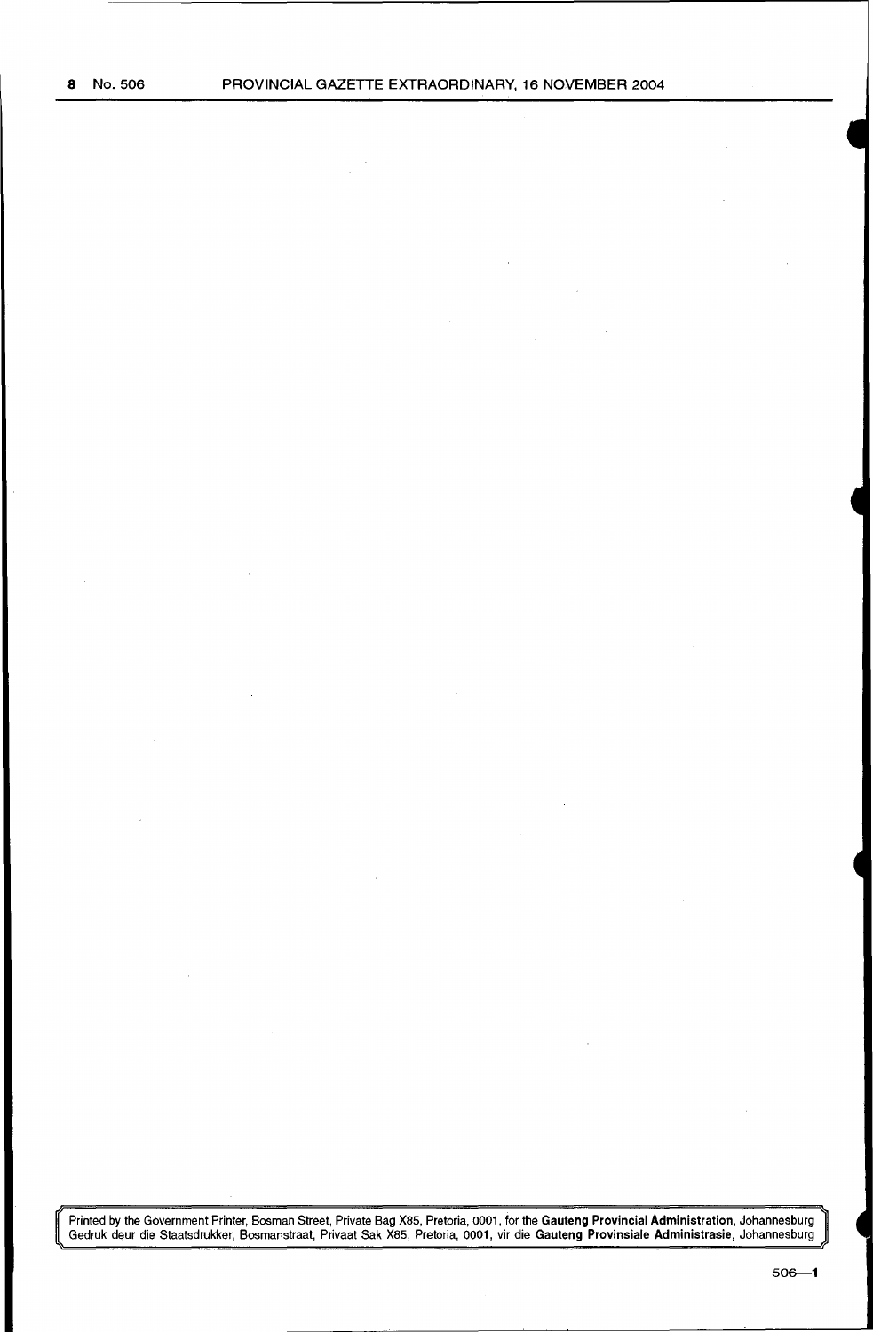Printed by the Government Printer, Bosman Street, Private Bag X85, Pretoria, 0001, for the **Gauteng Provincial Administration**, Johannesburg
Gedruk deur die Staatsdrukker, Bosmanstraat, Privaat Sak X85, Pretoria, 0001, vir die **Gauteng Provinsiale Administrasie**, Johannesburg

506—1